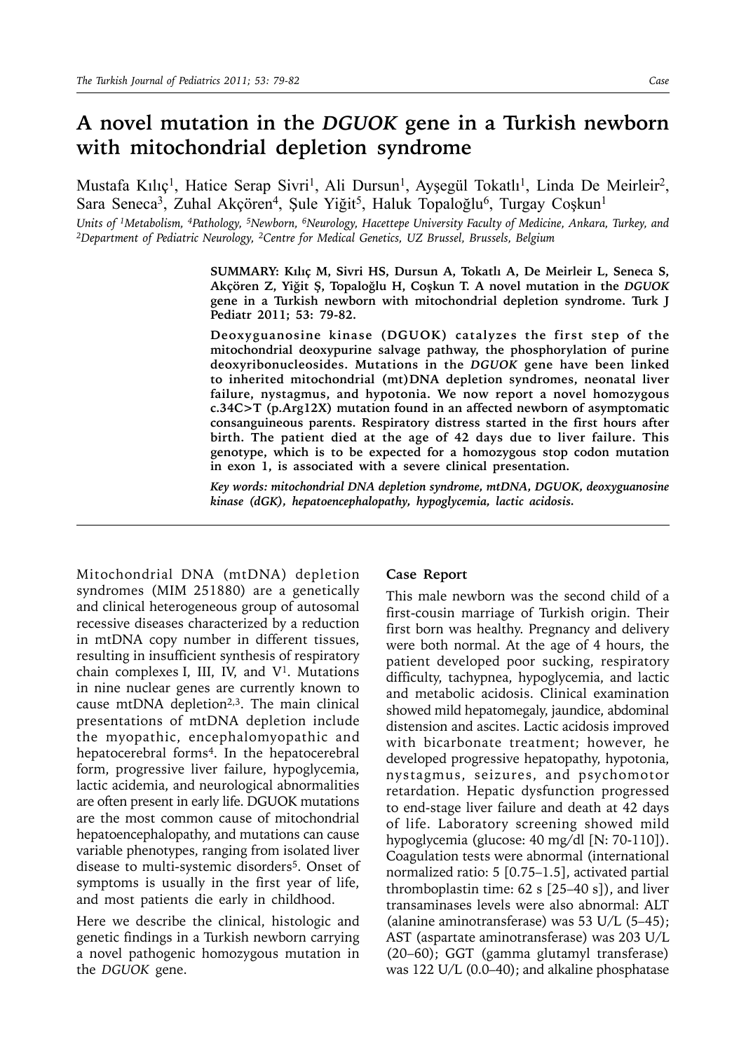# A novel mutation in the *DGUOK* gene in a Turkish newborn with mitochondrial depletion syndrome

Mustafa Kılıç[1], Hatice Serap Sivri[1], Ali Dursun[1], Ayşegül Tokatlı[1], Linda De Meirleir[2], Sara Seneca[3], Zuhal Akçören[4], Şule Yiğit[5], Haluk Topaloğlu[6], Turgay Coşkun[1]

*Units of [1]Metabolism, [4]Pathology, [5]Newborn, [6]Neurology, Hacettepe University Faculty of Medicine, Ankara, Turkey, and [2]Department of Pediatric Neurology, [2]Centre for Medical Genetics, UZ Brussel, Brussels, Belgium*

**SUMMARY: Kılıç M, Sivri HS, Dursun A, Tokatlı A, De Meirleir L, Seneca S, Akçören Z, Yiğit Ş, Topaloğlu H, Coşkun T. A novel mutation in the *DGUOK* gene in a Turkish newborn with mitochondrial depletion syndrome. Turk J Pediatr 2011; 53: 79-82.**

**Deoxyguanosine kinase (DGUOK) catalyzes the first step of the mitochondrial deoxypurine salvage pathway, the phosphorylation of purine deoxyribonucleosides. Mutations in the *DGUOK* gene have been linked to inherited mitochondrial (mt)DNA depletion syndromes, neonatal liver failure, nystagmus, and hypotonia. We now report a novel homozygous c.34C>T (p.Arg12X) mutation found in an affected newborn of asymptomatic consanguineous parents. Respiratory distress started in the first hours after birth. The patient died at the age of 42 days due to liver failure. This genotype, which is to be expected for a homozygous stop codon mutation in exon 1, is associated with a severe clinical presentation.**

***Key words: mitochondrial DNA depletion syndrome, mtDNA, DGUOK, deoxyguanosine kinase (dGK), hepatoencephalopathy, hypoglycemia, lactic acidosis.***

---

Mitochondrial DNA (mtDNA) depletion syndromes (MIM 251880) are a genetically and clinical heterogeneous group of autosomal recessive diseases characterized by a reduction in mtDNA copy number in different tissues, resulting in insufficient synthesis of respiratory chain complexes I, III, IV, and V[1]. Mutations in nine nuclear genes are currently known to cause mtDNA depletion[2,3]. The main clinical presentations of mtDNA depletion include the myopathic, encephalomyopathic and hepatocerebral forms[4]. In the hepatocerebral form, progressive liver failure, hypoglycemia, lactic acidemia, and neurological abnormalities are often present in early life. DGUOK mutations are the most common cause of mitochondrial hepatoencephalopathy, and mutations can cause variable phenotypes, ranging from isolated liver disease to multi-systemic disorders[5]. Onset of symptoms is usually in the first year of life, and most patients die early in childhood.

Here we describe the clinical, histologic and genetic findings in a Turkish newborn carrying a novel pathogenic homozygous mutation in the *DGUOK* gene.

## Case Report

This male newborn was the second child of a first-cousin marriage of Turkish origin. Their first born was healthy. Pregnancy and delivery were both normal. At the age of 4 hours, the patient developed poor sucking, respiratory difficulty, tachypnea, hypoglycemia, and lactic and metabolic acidosis. Clinical examination showed mild hepatomegaly, jaundice, abdominal distension and ascites. Lactic acidosis improved with bicarbonate treatment; however, he developed progressive hepatopathy, hypotonia, nystagmus, seizures, and psychomotor retardation. Hepatic dysfunction progressed to end-stage liver failure and death at 42 days of life. Laboratory screening showed mild hypoglycemia (glucose: 40 mg/dl [N: 70-110]). Coagulation tests were abnormal (international normalized ratio: 5 [0.75–1.5], activated partial thromboplastin time: 62 s [25–40 s]), and liver transaminases levels were also abnormal: ALT (alanine aminotransferase) was 53 U/L (5–45); AST (aspartate aminotransferase) was 203 U/L (20–60); GGT (gamma glutamyl transferase) was 122 U/L (0.0–40); and alkaline phosphatase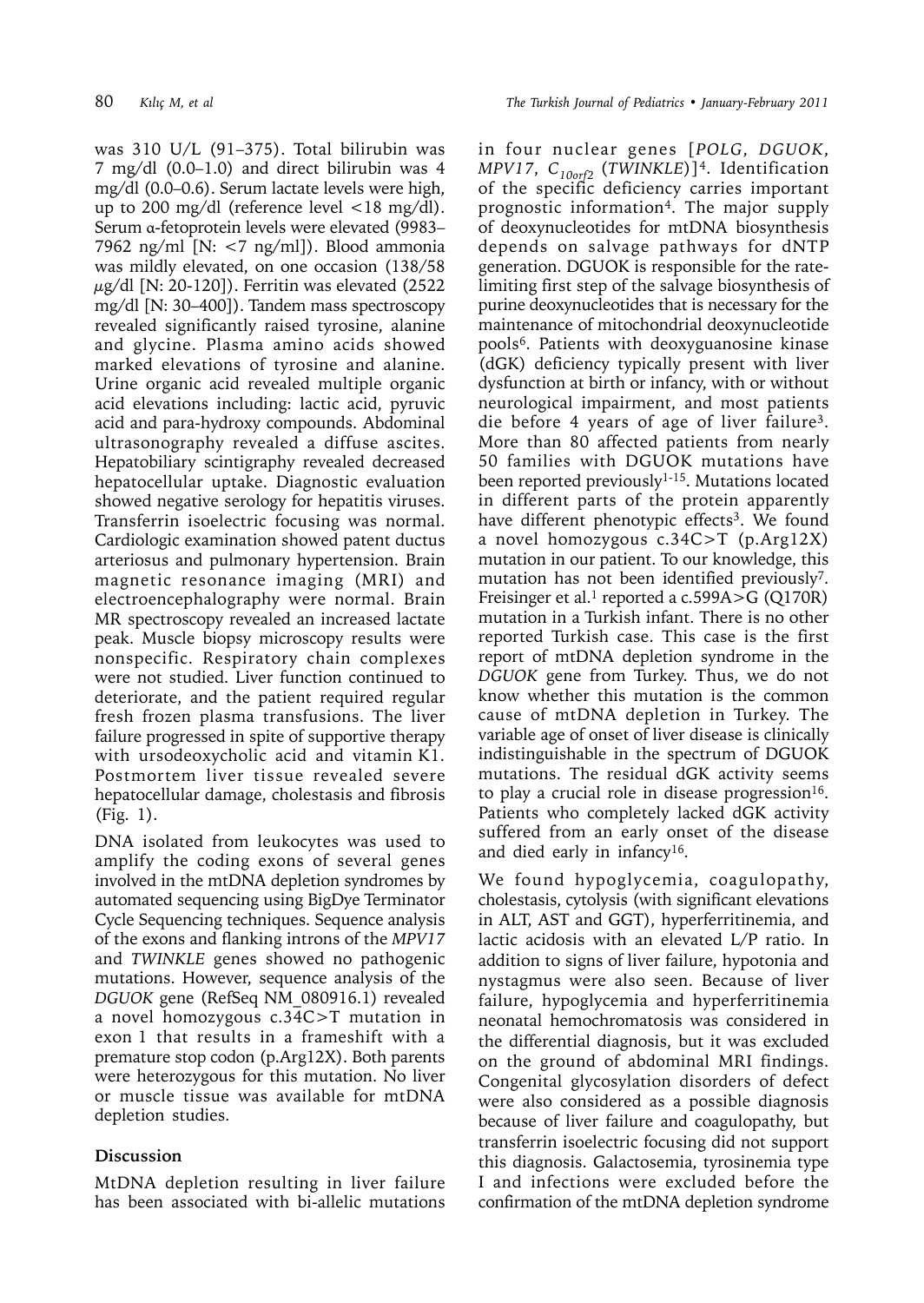was 310 U/L (91–375). Total bilirubin was 7 mg/dl (0.0–1.0) and direct bilirubin was 4 mg/dl (0.0–0.6). Serum lactate levels were high, up to 200 mg/dl (reference level <18 mg/dl). Serum α-fetoprotein levels were elevated (9983–7962 ng/ml [N: <7 ng/ml]). Blood ammonia was mildly elevated, on one occasion (138/58 μg/dl [N: 20-120]). Ferritin was elevated (2522 mg/dl [N: 30–400]). Tandem mass spectroscopy revealed significantly raised tyrosine, alanine and glycine. Plasma amino acids showed marked elevations of tyrosine and alanine. Urine organic acid revealed multiple organic acid elevations including: lactic acid, pyruvic acid and para-hydroxy compounds. Abdominal ultrasonography revealed a diffuse ascites. Hepatobiliary scintigraphy revealed decreased hepatocellular uptake. Diagnostic evaluation showed negative serology for hepatitis viruses. Transferrin isoelectric focusing was normal. Cardiologic examination showed patent ductus arteriosus and pulmonary hypertension. Brain magnetic resonance imaging (MRI) and electroencephalography were normal. Brain MR spectroscopy revealed an increased lactate peak. Muscle biopsy microscopy results were nonspecific. Respiratory chain complexes were not studied. Liver function continued to deteriorate, and the patient required regular fresh frozen plasma transfusions. The liver failure progressed in spite of supportive therapy with ursodeoxycholic acid and vitamin K1. Postmortem liver tissue revealed severe hepatocellular damage, cholestasis and fibrosis (Fig. 1).

DNA isolated from leukocytes was used to amplify the coding exons of several genes involved in the mtDNA depletion syndromes by automated sequencing using BigDye Terminator Cycle Sequencing techniques. Sequence analysis of the exons and flanking introns of the *MPV17* and *TWINKLE* genes showed no pathogenic mutations. However, sequence analysis of the *DGUOK* gene (RefSeq NM_080916.1) revealed a novel homozygous c.34C>T mutation in exon 1 that results in a frameshift with a premature stop codon (p.Arg12X). Both parents were heterozygous for this mutation. No liver or muscle tissue was available for mtDNA depletion studies.

## Discussion

MtDNA depletion resulting in liver failure has been associated with bi-allelic mutations in four nuclear genes [*POLG*, *DGUOK*, *MPV17*, $C_{10orf2}$ (*TWINKLE*)][4]. Identification of the specific deficiency carries important prognostic information[4]. The major supply of deoxynucleotides for mtDNA biosynthesis depends on salvage pathways for dNTP generation. DGUOK is responsible for the rate-limiting first step of the salvage biosynthesis of purine deoxynucleotides that is necessary for the maintenance of mitochondrial deoxynucleotide pools[6]. Patients with deoxyguanosine kinase (dGK) deficiency typically present with liver dysfunction at birth or infancy, with or without neurological impairment, and most patients die before 4 years of age of liver failure[3]. More than 80 affected patients from nearly 50 families with DGUOK mutations have been reported previously[1-15]. Mutations located in different parts of the protein apparently have different phenotypic effects[3]. We found a novel homozygous c.34C>T (p.Arg12X) mutation in our patient. To our knowledge, this mutation has not been identified previously[7]. Freisinger et al.[1] reported a c.599A>G (Q170R) mutation in a Turkish infant. There is no other reported Turkish case. This case is the first report of mtDNA depletion syndrome in the *DGUOK* gene from Turkey. Thus, we do not know whether this mutation is the common cause of mtDNA depletion in Turkey. The variable age of onset of liver disease is clinically indistinguishable in the spectrum of DGUOK mutations. The residual dGK activity seems to play a crucial role in disease progression[16]. Patients who completely lacked dGK activity suffered from an early onset of the disease and died early in infancy[16].

We found hypoglycemia, coagulopathy, cholestasis, cytolysis (with significant elevations in ALT, AST and GGT), hyperferritinemia, and lactic acidosis with an elevated L/P ratio. In addition to signs of liver failure, hypotonia and nystagmus were also seen. Because of liver failure, hypoglycemia and hyperferritinemia neonatal hemochromatosis was considered in the differential diagnosis, but it was excluded on the ground of abdominal MRI findings. Congenital glycosylation disorders of defect were also considered as a possible diagnosis because of liver failure and coagulopathy, but transferrin isoelectric focusing did not support this diagnosis. Galactosemia, tyrosinemia type I and infections were excluded before the confirmation of the mtDNA depletion syndrome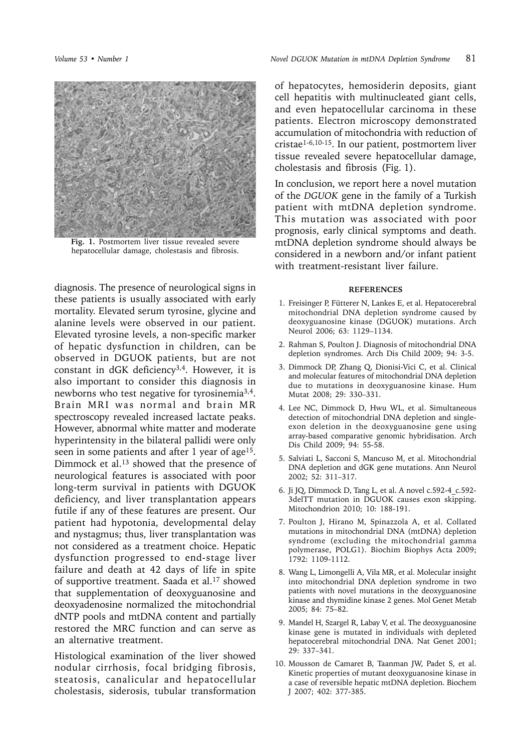Fig. 1. Postmortem liver tissue revealed severe hepatocellular damage, cholestasis and fibrosis.

diagnosis. The presence of neurological signs in these patients is usually associated with early mortality. Elevated serum tyrosine, glycine and alanine levels were observed in our patient. Elevated tyrosine levels, a non-specific marker of hepatic dysfunction in children, can be observed in DGUOK patients, but are not constant in dGK deficiency[3,4]. However, it is also important to consider this diagnosis in newborns who test negative for tyrosinemia[3,4]. Brain MRI was normal and brain MR spectroscopy revealed increased lactate peaks. However, abnormal white matter and moderate hyperintensity in the bilateral pallidi were only seen in some patients and after 1 year of age[15]. Dimmock et al.[13] showed that the presence of neurological features is associated with poor long-term survival in patients with DGUOK deficiency, and liver transplantation appears futile if any of these features are present. Our patient had hypotonia, developmental delay and nystagmus; thus, liver transplantation was not considered as a treatment choice. Hepatic dysfunction progressed to end-stage liver failure and death at 42 days of life in spite of supportive treatment. Saada et al.[17] showed that supplementation of deoxyguanosine and deoxyadenosine normalized the mitochondrial dNTP pools and mtDNA content and partially restored the MRC function and can serve as an alternative treatment.

Histological examination of the liver showed nodular cirrhosis, focal bridging fibrosis, steatosis, canalicular and hepatocellular cholestasis, siderosis, tubular transformation of hepatocytes, hemosiderin deposits, giant cell hepatitis with multinucleated giant cells, and even hepatocellular carcinoma in these patients. Electron microscopy demonstrated accumulation of mitochondria with reduction of cristae[1-6,10-15]. In our patient, postmortem liver tissue revealed severe hepatocellular damage, cholestasis and fibrosis (Fig. 1).

In conclusion, we report here a novel mutation of the *DGUOK* gene in the family of a Turkish patient with mtDNA depletion syndrome. This mutation was associated with poor prognosis, early clinical symptoms and death. mtDNA depletion syndrome should always be considered in a newborn and/or infant patient with treatment-resistant liver failure.

## REFERENCES

1. Freisinger P, Fütterer N, Lankes E, et al. Hepatocerebral mitochondrial DNA depletion syndrome caused by deoxyguanosine kinase (DGUOK) mutations. Arch Neurol 2006; 63: 1129–1134.
2. Rahman S, Poulton J. Diagnosis of mitochondrial DNA depletion syndromes. Arch Dis Child 2009; 94: 3-5.
3. Dimmock DP, Zhang Q, Dionisi-Vici C, et al. Clinical and molecular features of mitochondrial DNA depletion due to mutations in deoxyguanosine kinase. Hum Mutat 2008; 29: 330–331.
4. Lee NC, Dimmock D, Hwu WL, et al. Simultaneous detection of mitochondrial DNA depletion and single-exon deletion in the deoxyguanosine gene using array-based comparative genomic hybridisation. Arch Dis Child 2009; 94: 55-58.
5. Salviati L, Sacconi S, Mancuso M, et al. Mitochondrial DNA depletion and dGK gene mutations. Ann Neurol 2002; 52: 311–317.
6. Ji JQ, Dimmock D, Tang L, et al. A novel c.592-4_c.592-3delTT mutation in DGUOK causes exon skipping. Mitochondrion 2010; 10: 188-191.
7. Poulton J, Hirano M, Spinazzola A, et al. Collated mutations in mitochondrial DNA (mtDNA) depletion syndrome (excluding the mitochondrial gamma polymerase, POLG1). Biochim Biophys Acta 2009; 1792: 1109-1112.
8. Wang L, Limongelli A, Vila MR, et al. Molecular insight into mitochondrial DNA depletion syndrome in two patients with novel mutations in the deoxyguanosine kinase and thymidine kinase 2 genes. Mol Genet Metab 2005; 84: 75–82.
9. Mandel H, Szargel R, Labay V, et al. The deoxyguanosine kinase gene is mutated in individuals with depleted hepatocerebral mitochondrial DNA. Nat Genet 2001; 29: 337–341.
10. Mousson de Camaret B, Taanman JW, Padet S, et al. Kinetic properties of mutant deoxyguanosine kinase in a case of reversible hepatic mtDNA depletion. Biochem J 2007; 402: 377-385.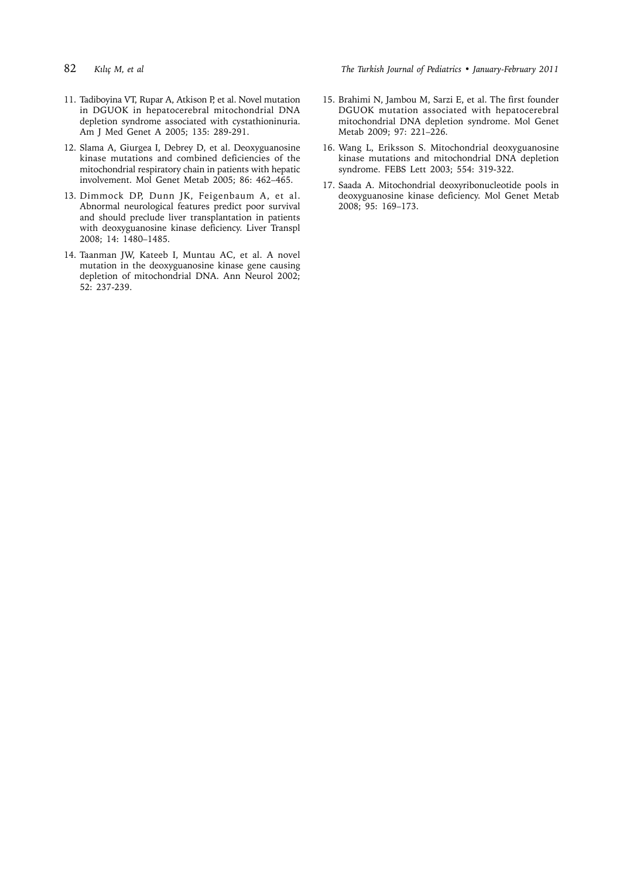11. Tadiboyina VT, Rupar A, Atkison P, et al. Novel mutation in DGUOK in hepatocerebral mitochondrial DNA depletion syndrome associated with cystathioninuria. Am J Med Genet A 2005; 135: 289-291.
12. Slama A, Giurgea I, Debrey D, et al. Deoxyguanosine kinase mutations and combined deficiencies of the mitochondrial respiratory chain in patients with hepatic involvement. Mol Genet Metab 2005; 86: 462–465.
13. Dimmock DP, Dunn JK, Feigenbaum A, et al. Abnormal neurological features predict poor survival and should preclude liver transplantation in patients with deoxyguanosine kinase deficiency. Liver Transpl 2008; 14: 1480–1485.
14. Taanman JW, Kateeb I, Muntau AC, et al. A novel mutation in the deoxyguanosine kinase gene causing depletion of mitochondrial DNA. Ann Neurol 2002; 52: 237-239.
15. Brahimi N, Jambou M, Sarzi E, et al. The first founder DGUOK mutation associated with hepatocerebral mitochondrial DNA depletion syndrome. Mol Genet Metab 2009; 97: 221–226.
16. Wang L, Eriksson S. Mitochondrial deoxyguanosine kinase mutations and mitochondrial DNA depletion syndrome. FEBS Lett 2003; 554: 319-322.
17. Saada A. Mitochondrial deoxyribonucleotide pools in deoxyguanosine kinase deficiency. Mol Genet Metab 2008; 95: 169–173.